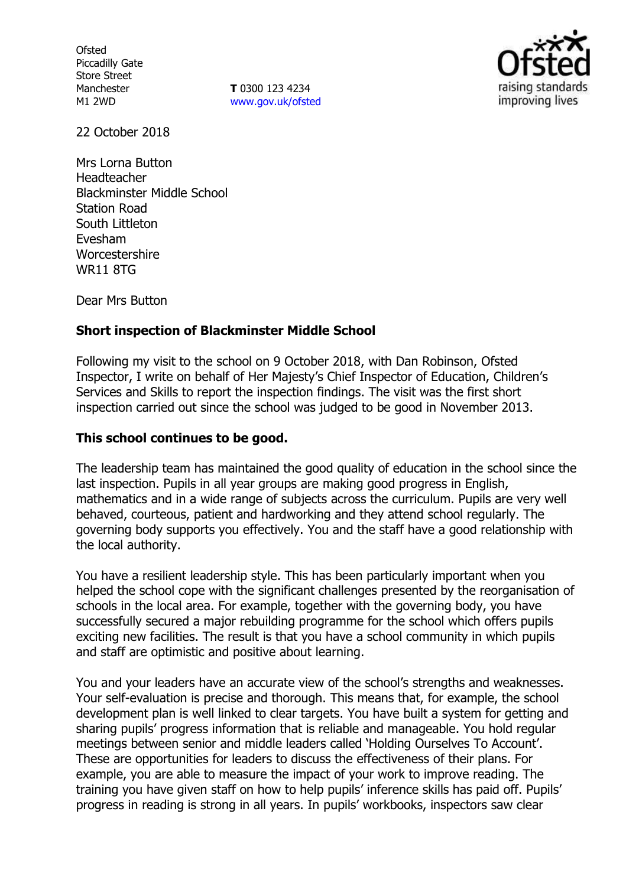Ofsted
Piccadilly Gate
Store Street
Manchester
M1 2WD

**T** 0300 123 4234
www.gov.uk/ofsted

22 October 2018

Mrs Lorna Button
Headteacher
Blackminster Middle School
Station Road
South Littleton
Evesham
Worcestershire
WR11 8TG

Dear Mrs Button

**Short inspection of Blackminster Middle School**

Following my visit to the school on 9 October 2018, with Dan Robinson, Ofsted Inspector, I write on behalf of Her Majesty's Chief Inspector of Education, Children's Services and Skills to report the inspection findings. The visit was the first short inspection carried out since the school was judged to be good in November 2013.

**This school continues to be good.**

The leadership team has maintained the good quality of education in the school since the last inspection. Pupils in all year groups are making good progress in English, mathematics and in a wide range of subjects across the curriculum. Pupils are very well behaved, courteous, patient and hardworking and they attend school regularly. The governing body supports you effectively. You and the staff have a good relationship with the local authority.

You have a resilient leadership style. This has been particularly important when you helped the school cope with the significant challenges presented by the reorganisation of schools in the local area. For example, together with the governing body, you have successfully secured a major rebuilding programme for the school which offers pupils exciting new facilities. The result is that you have a school community in which pupils and staff are optimistic and positive about learning.

You and your leaders have an accurate view of the school's strengths and weaknesses. Your self-evaluation is precise and thorough. This means that, for example, the school development plan is well linked to clear targets. You have built a system for getting and sharing pupils' progress information that is reliable and manageable. You hold regular meetings between senior and middle leaders called 'Holding Ourselves To Account'. These are opportunities for leaders to discuss the effectiveness of their plans. For example, you are able to measure the impact of your work to improve reading. The training you have given staff on how to help pupils' inference skills has paid off. Pupils' progress in reading is strong in all years. In pupils' workbooks, inspectors saw clear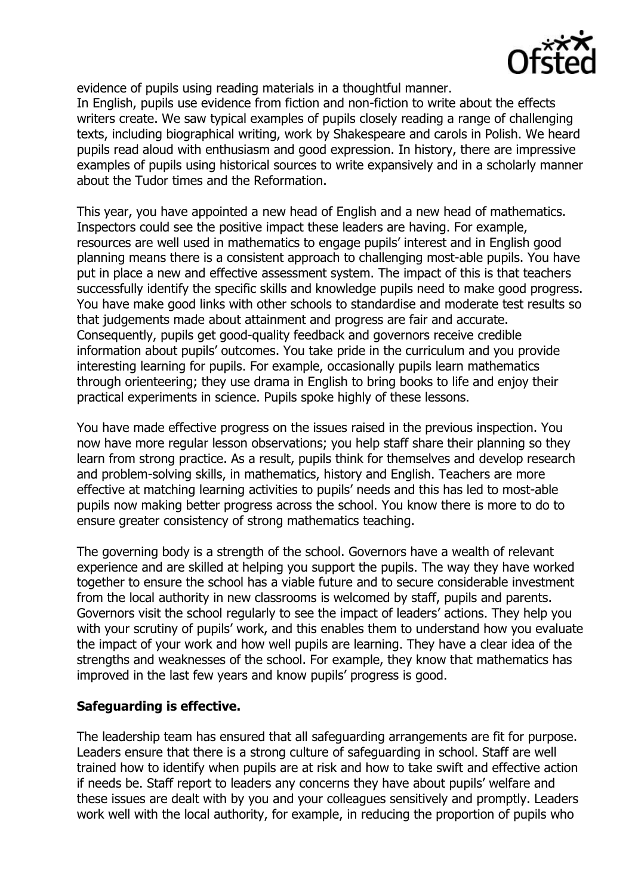evidence of pupils using reading materials in a thoughtful manner.
In English, pupils use evidence from fiction and non-fiction to write about the effects writers create. We saw typical examples of pupils closely reading a range of challenging texts, including biographical writing, work by Shakespeare and carols in Polish. We heard pupils read aloud with enthusiasm and good expression. In history, there are impressive examples of pupils using historical sources to write expansively and in a scholarly manner about the Tudor times and the Reformation.

This year, you have appointed a new head of English and a new head of mathematics. Inspectors could see the positive impact these leaders are having. For example, resources are well used in mathematics to engage pupils' interest and in English good planning means there is a consistent approach to challenging most-able pupils. You have put in place a new and effective assessment system. The impact of this is that teachers successfully identify the specific skills and knowledge pupils need to make good progress. You have make good links with other schools to standardise and moderate test results so that judgements made about attainment and progress are fair and accurate. Consequently, pupils get good-quality feedback and governors receive credible information about pupils' outcomes. You take pride in the curriculum and you provide interesting learning for pupils. For example, occasionally pupils learn mathematics through orienteering; they use drama in English to bring books to life and enjoy their practical experiments in science. Pupils spoke highly of these lessons.

You have made effective progress on the issues raised in the previous inspection. You now have more regular lesson observations; you help staff share their planning so they learn from strong practice. As a result, pupils think for themselves and develop research and problem-solving skills, in mathematics, history and English. Teachers are more effective at matching learning activities to pupils' needs and this has led to most-able pupils now making better progress across the school. You know there is more to do to ensure greater consistency of strong mathematics teaching.

The governing body is a strength of the school. Governors have a wealth of relevant experience and are skilled at helping you support the pupils. The way they have worked together to ensure the school has a viable future and to secure considerable investment from the local authority in new classrooms is welcomed by staff, pupils and parents. Governors visit the school regularly to see the impact of leaders' actions. They help you with your scrutiny of pupils' work, and this enables them to understand how you evaluate the impact of your work and how well pupils are learning. They have a clear idea of the strengths and weaknesses of the school. For example, they know that mathematics has improved in the last few years and know pupils' progress is good.

**Safeguarding is effective.**

The leadership team has ensured that all safeguarding arrangements are fit for purpose. Leaders ensure that there is a strong culture of safeguarding in school. Staff are well trained how to identify when pupils are at risk and how to take swift and effective action if needs be. Staff report to leaders any concerns they have about pupils' welfare and these issues are dealt with by you and your colleagues sensitively and promptly. Leaders work well with the local authority, for example, in reducing the proportion of pupils who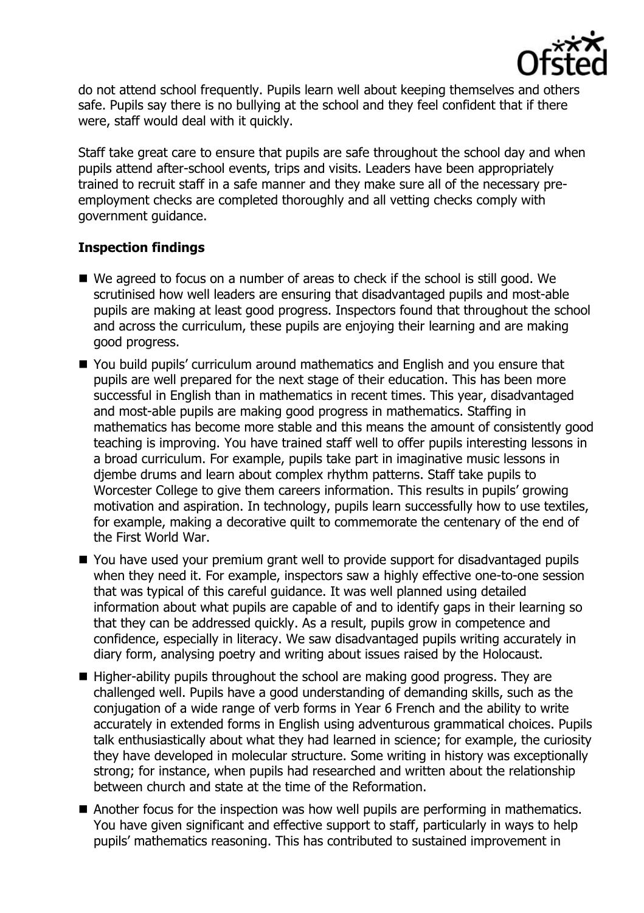do not attend school frequently. Pupils learn well about keeping themselves and others safe. Pupils say there is no bullying at the school and they feel confident that if there were, staff would deal with it quickly.

Staff take great care to ensure that pupils are safe throughout the school day and when pupils attend after-school events, trips and visits. Leaders have been appropriately trained to recruit staff in a safe manner and they make sure all of the necessary pre-employment checks are completed thoroughly and all vetting checks comply with government guidance.

## Inspection findings

- We agreed to focus on a number of areas to check if the school is still good. We scrutinised how well leaders are ensuring that disadvantaged pupils and most-able pupils are making at least good progress. Inspectors found that throughout the school and across the curriculum, these pupils are enjoying their learning and are making good progress.
- You build pupils' curriculum around mathematics and English and you ensure that pupils are well prepared for the next stage of their education. This has been more successful in English than in mathematics in recent times. This year, disadvantaged and most-able pupils are making good progress in mathematics. Staffing in mathematics has become more stable and this means the amount of consistently good teaching is improving. You have trained staff well to offer pupils interesting lessons in a broad curriculum. For example, pupils take part in imaginative music lessons in djembe drums and learn about complex rhythm patterns. Staff take pupils to Worcester College to give them careers information. This results in pupils' growing motivation and aspiration. In technology, pupils learn successfully how to use textiles, for example, making a decorative quilt to commemorate the centenary of the end of the First World War.
- You have used your premium grant well to provide support for disadvantaged pupils when they need it. For example, inspectors saw a highly effective one-to-one session that was typical of this careful guidance. It was well planned using detailed information about what pupils are capable of and to identify gaps in their learning so that they can be addressed quickly. As a result, pupils grow in competence and confidence, especially in literacy. We saw disadvantaged pupils writing accurately in diary form, analysing poetry and writing about issues raised by the Holocaust.
- Higher-ability pupils throughout the school are making good progress. They are challenged well. Pupils have a good understanding of demanding skills, such as the conjugation of a wide range of verb forms in Year 6 French and the ability to write accurately in extended forms in English using adventurous grammatical choices. Pupils talk enthusiastically about what they had learned in science; for example, the curiosity they have developed in molecular structure. Some writing in history was exceptionally strong; for instance, when pupils had researched and written about the relationship between church and state at the time of the Reformation.
- Another focus for the inspection was how well pupils are performing in mathematics. You have given significant and effective support to staff, particularly in ways to help pupils' mathematics reasoning. This has contributed to sustained improvement in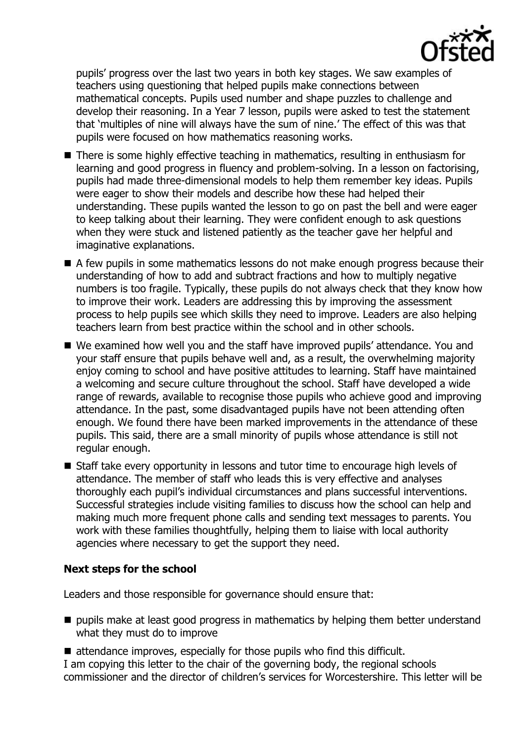pupils' progress over the last two years in both key stages. We saw examples of teachers using questioning that helped pupils make connections between mathematical concepts. Pupils used number and shape puzzles to challenge and develop their reasoning. In a Year 7 lesson, pupils were asked to test the statement that 'multiples of nine will always have the sum of nine.' The effect of this was that pupils were focused on how mathematics reasoning works.

- There is some highly effective teaching in mathematics, resulting in enthusiasm for learning and good progress in fluency and problem-solving. In a lesson on factorising, pupils had made three-dimensional models to help them remember key ideas. Pupils were eager to show their models and describe how these had helped their understanding. These pupils wanted the lesson to go on past the bell and were eager to keep talking about their learning. They were confident enough to ask questions when they were stuck and listened patiently as the teacher gave her helpful and imaginative explanations.
- A few pupils in some mathematics lessons do not make enough progress because their understanding of how to add and subtract fractions and how to multiply negative numbers is too fragile. Typically, these pupils do not always check that they know how to improve their work. Leaders are addressing this by improving the assessment process to help pupils see which skills they need to improve. Leaders are also helping teachers learn from best practice within the school and in other schools.
- We examined how well you and the staff have improved pupils' attendance. You and your staff ensure that pupils behave well and, as a result, the overwhelming majority enjoy coming to school and have positive attitudes to learning. Staff have maintained a welcoming and secure culture throughout the school. Staff have developed a wide range of rewards, available to recognise those pupils who achieve good and improving attendance. In the past, some disadvantaged pupils have not been attending often enough. We found there have been marked improvements in the attendance of these pupils. This said, there are a small minority of pupils whose attendance is still not regular enough.
- Staff take every opportunity in lessons and tutor time to encourage high levels of attendance. The member of staff who leads this is very effective and analyses thoroughly each pupil's individual circumstances and plans successful interventions. Successful strategies include visiting families to discuss how the school can help and making much more frequent phone calls and sending text messages to parents. You work with these families thoughtfully, helping them to liaise with local authority agencies where necessary to get the support they need.

### Next steps for the school

Leaders and those responsible for governance should ensure that:

- pupils make at least good progress in mathematics by helping them better understand what they must do to improve
- attendance improves, especially for those pupils who find this difficult.

I am copying this letter to the chair of the governing body, the regional schools commissioner and the director of children's services for Worcestershire. This letter will be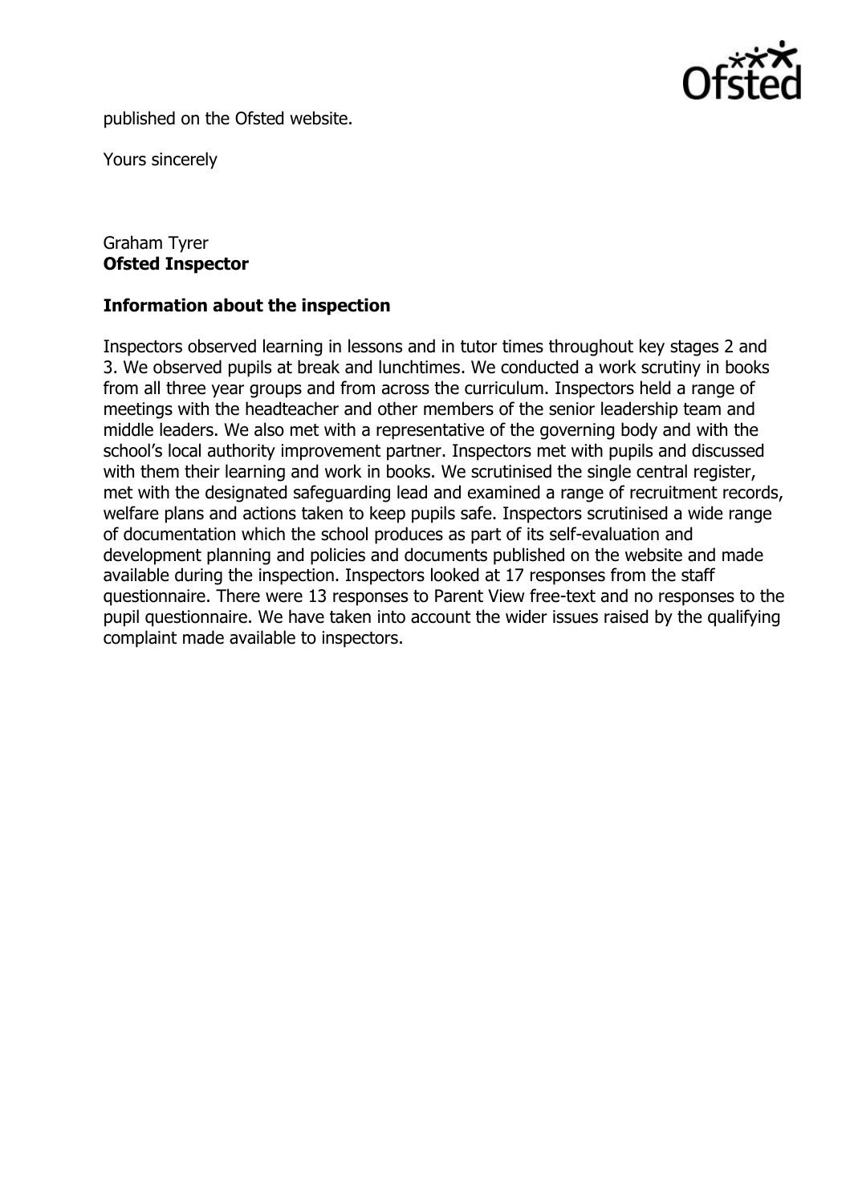published on the Ofsted website.

Yours sincerely

Graham Tyrer
**Ofsted Inspector**

## Information about the inspection

Inspectors observed learning in lessons and in tutor times throughout key stages 2 and 3. We observed pupils at break and lunchtimes. We conducted a work scrutiny in books from all three year groups and from across the curriculum. Inspectors held a range of meetings with the headteacher and other members of the senior leadership team and middle leaders. We also met with a representative of the governing body and with the school's local authority improvement partner. Inspectors met with pupils and discussed with them their learning and work in books. We scrutinised the single central register, met with the designated safeguarding lead and examined a range of recruitment records, welfare plans and actions taken to keep pupils safe. Inspectors scrutinised a wide range of documentation which the school produces as part of its self-evaluation and development planning and policies and documents published on the website and made available during the inspection. Inspectors looked at 17 responses from the staff questionnaire. There were 13 responses to Parent View free-text and no responses to the pupil questionnaire. We have taken into account the wider issues raised by the qualifying complaint made available to inspectors.